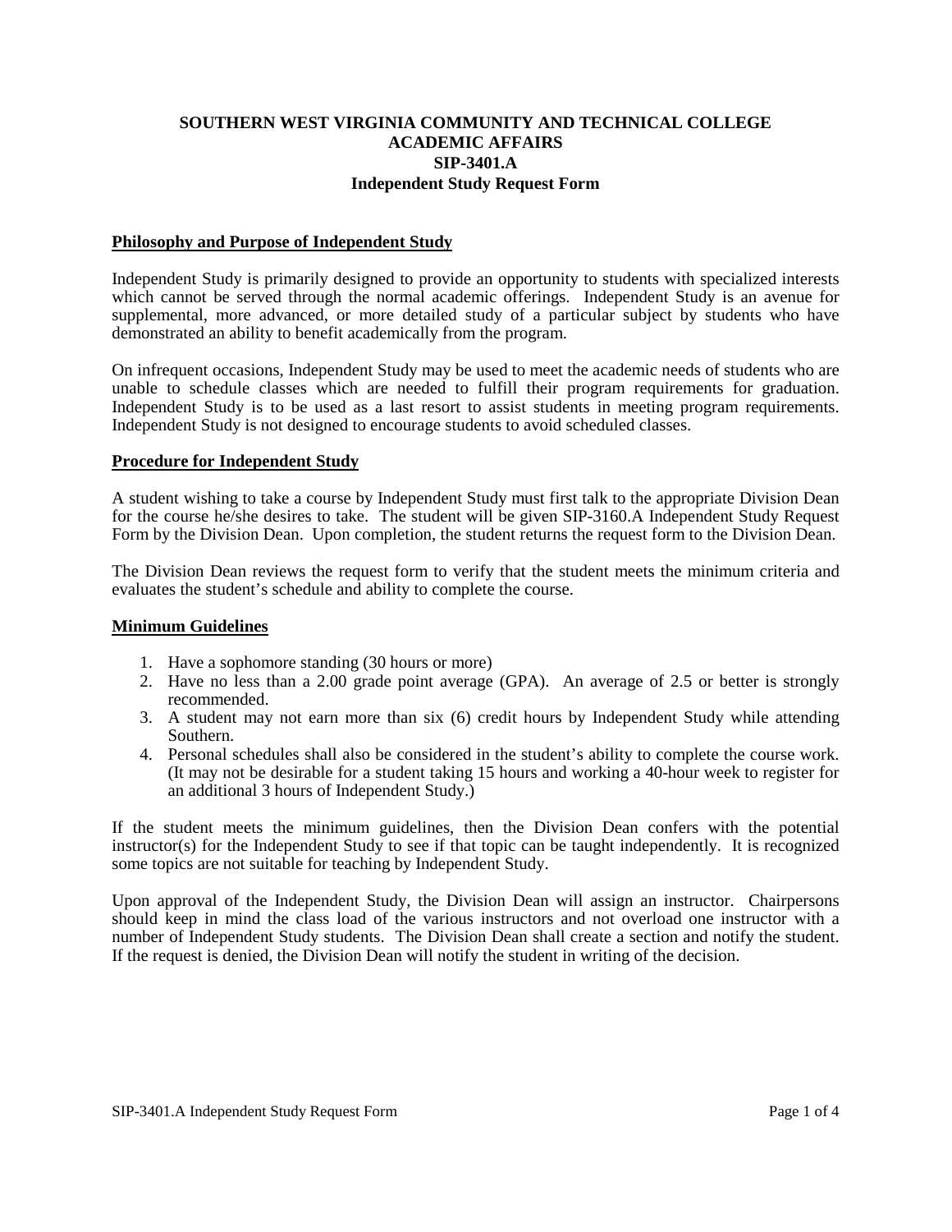**SOUTHERN WEST VIRGINIA COMMUNITY AND TECHNICAL COLLEGE**
**ACADEMIC AFFAIRS**
**SIP-3401.A**
**Independent Study Request Form**

## Philosophy and Purpose of Independent Study

Independent Study is primarily designed to provide an opportunity to students with specialized interests which cannot be served through the normal academic offerings. Independent Study is an avenue for supplemental, more advanced, or more detailed study of a particular subject by students who have demonstrated an ability to benefit academically from the program.

On infrequent occasions, Independent Study may be used to meet the academic needs of students who are unable to schedule classes which are needed to fulfill their program requirements for graduation. Independent Study is to be used as a last resort to assist students in meeting program requirements. Independent Study is not designed to encourage students to avoid scheduled classes.

## Procedure for Independent Study

A student wishing to take a course by Independent Study must first talk to the appropriate Division Dean for the course he/she desires to take. The student will be given SIP-3160.A Independent Study Request Form by the Division Dean. Upon completion, the student returns the request form to the Division Dean.

The Division Dean reviews the request form to verify that the student meets the minimum criteria and evaluates the student's schedule and ability to complete the course.

## Minimum Guidelines

1. Have a sophomore standing (30 hours or more)
2. Have no less than a 2.00 grade point average (GPA). An average of 2.5 or better is strongly recommended.
3. A student may not earn more than six (6) credit hours by Independent Study while attending Southern.
4. Personal schedules shall also be considered in the student's ability to complete the course work. (It may not be desirable for a student taking 15 hours and working a 40-hour week to register for an additional 3 hours of Independent Study.)

If the student meets the minimum guidelines, then the Division Dean confers with the potential instructor(s) for the Independent Study to see if that topic can be taught independently. It is recognized some topics are not suitable for teaching by Independent Study.

Upon approval of the Independent Study, the Division Dean will assign an instructor. Chairpersons should keep in mind the class load of the various instructors and not overload one instructor with a number of Independent Study students. The Division Dean shall create a section and notify the student. If the request is denied, the Division Dean will notify the student in writing of the decision.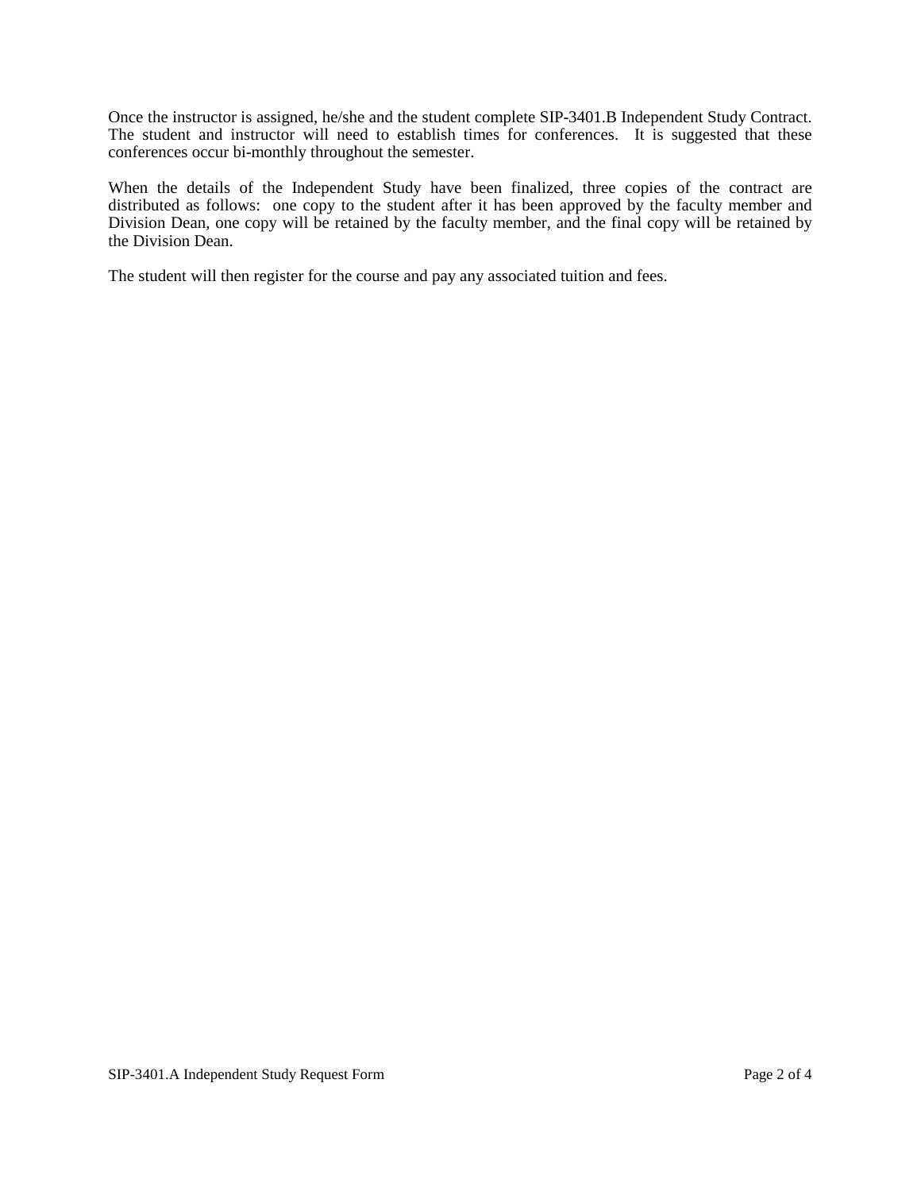Once the instructor is assigned, he/she and the student complete SIP-3401.B Independent Study Contract. The student and instructor will need to establish times for conferences. It is suggested that these conferences occur bi-monthly throughout the semester.

When the details of the Independent Study have been finalized, three copies of the contract are distributed as follows: one copy to the student after it has been approved by the faculty member and Division Dean, one copy will be retained by the faculty member, and the final copy will be retained by the Division Dean.

The student will then register for the course and pay any associated tuition and fees.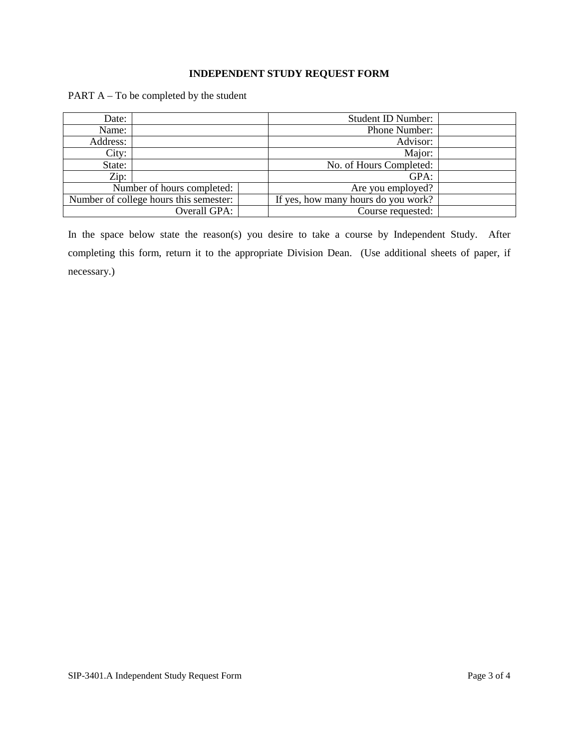**INDEPENDENT STUDY REQUEST FORM**

PART A – To be completed by the student

| | | | |
|---|---|---|---|
| Date: | | Student ID Number: | |
| Name: | | Phone Number: | |
| Address: | | Advisor: | |
| City: | | Major: | |
| State: | | No. of Hours Completed: | |
| Zip: | | GPA: | |
| Number of hours completed: | | Are you employed? | |
| Number of college hours this semester: | | If yes, how many hours do you work? | |
| Overall GPA: | | Course requested: | |

In the space below state the reason(s) you desire to take a course by Independent Study. After completing this form, return it to the appropriate Division Dean. (Use additional sheets of paper, if necessary.)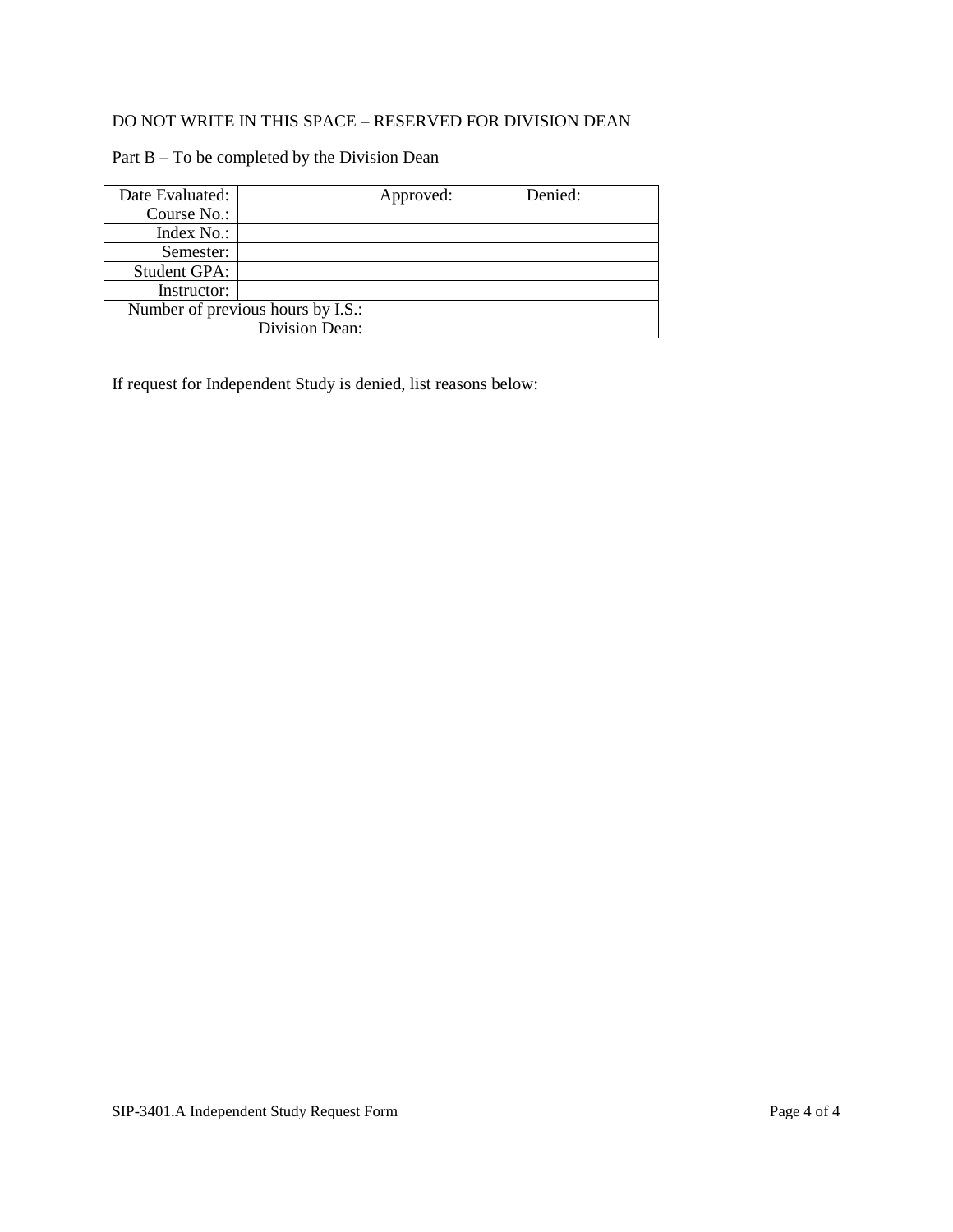DO NOT WRITE IN THIS SPACE – RESERVED FOR DIVISION DEAN

Part B – To be completed by the Division Dean

| | | | |
|---|---|---|---|
| Date Evaluated: | | Approved: | Denied: |
| Course No.: | | | |
| Index No.: | | | |
| Semester: | | | |
| Student GPA: | | | |
| Instructor: | | | |
| Number of previous hours by I.S.: | | | |
| Division Dean: | | | |

If request for Independent Study is denied, list reasons below: